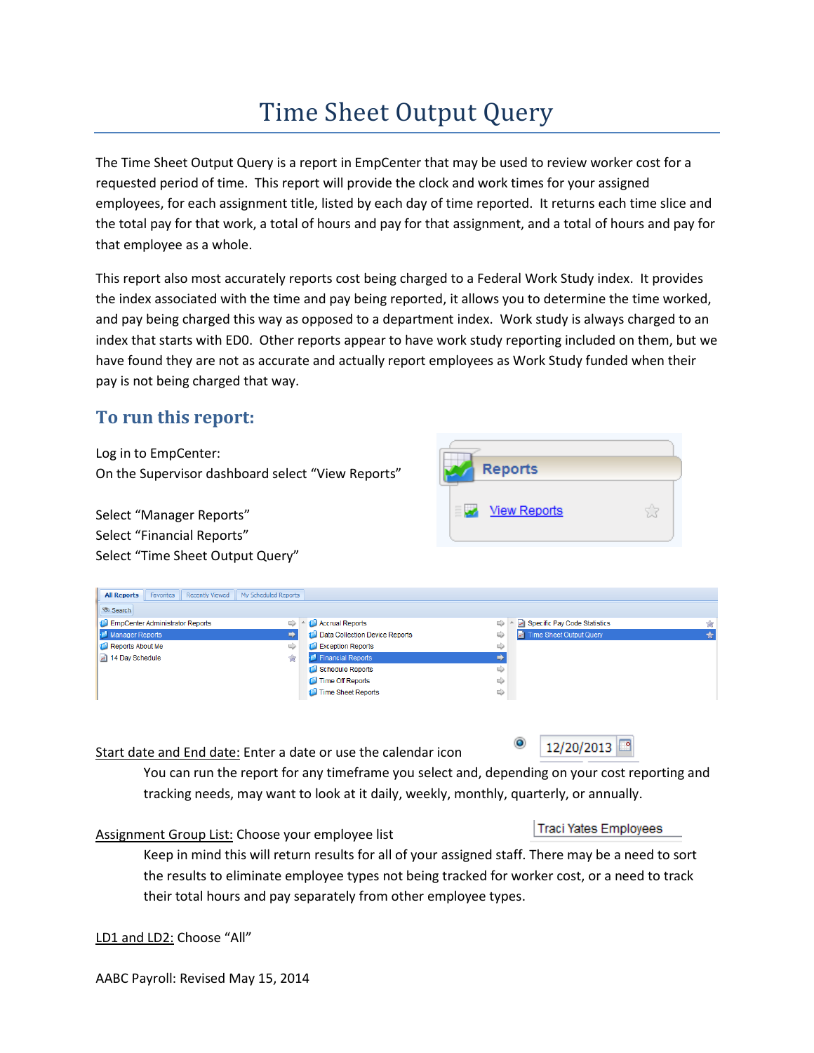# Time Sheet Output Query

The Time Sheet Output Query is a report in EmpCenter that may be used to review worker cost for a requested period of time. This report will provide the clock and work times for your assigned employees, for each assignment title, listed by each day of time reported. It returns each time slice and the total pay for that work, a total of hours and pay for that assignment, and a total of hours and pay for that employee as a whole.

This report also most accurately reports cost being charged to a Federal Work Study index. It provides the index associated with the time and pay being reported, it allows you to determine the time worked, and pay being charged this way as opposed to a department index. Work study is always charged to an index that starts with ED0. Other reports appear to have work study reporting included on them, but we have found they are not as accurate and actually report employees as Work Study funded when their pay is not being charged that way.

## To run this report:

Log in to EmpCenter:
On the Supervisor dashboard select "View Reports"

Select "Manager Reports"
Select "Financial Reports"
Select "Time Sheet Output Query"

Start date and End date: Enter a date or use the calendar icon

You can run the report for any timeframe you select and, depending on your cost reporting and tracking needs, may want to look at it daily, weekly, monthly, quarterly, or annually.

Assignment Group List: Choose your employee list

Keep in mind this will return results for all of your assigned staff. There may be a need to sort the results to eliminate employee types not being tracked for worker cost, or a need to track their total hours and pay separately from other employee types.

LD1 and LD2: Choose "All"

AABC Payroll: Revised May 15, 2014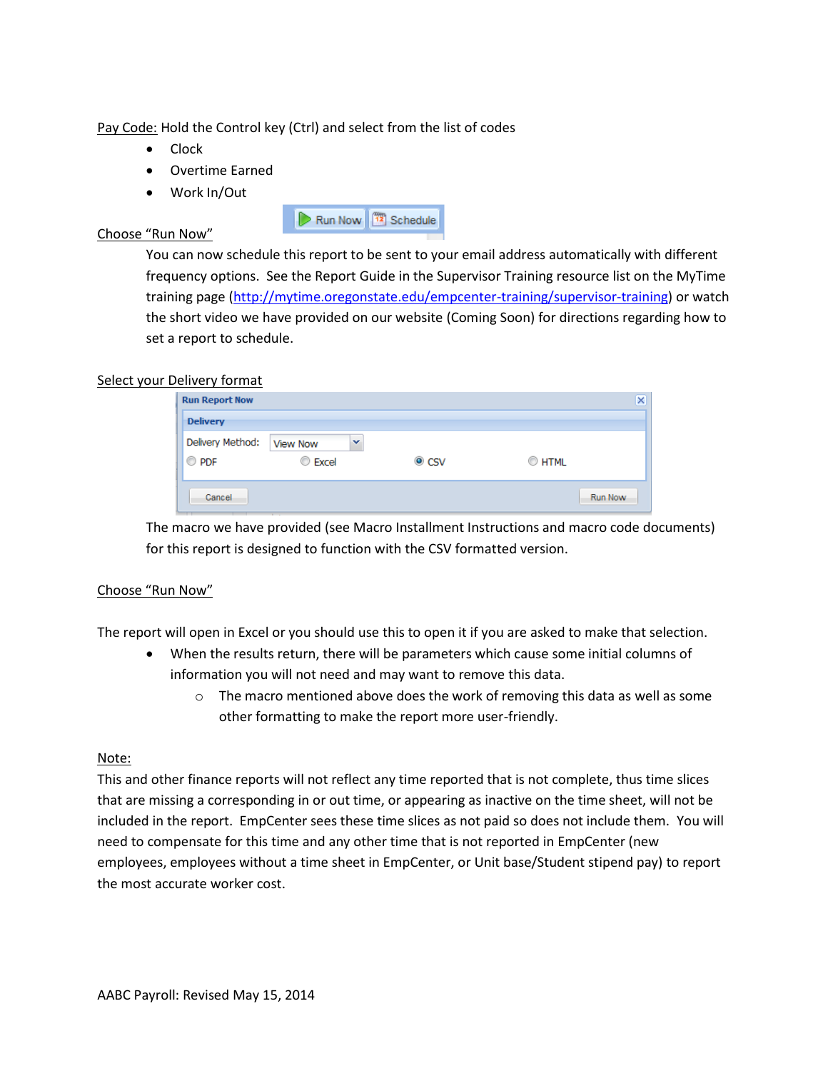Pay Code: Hold the Control key (Ctrl) and select from the list of codes

- Clock
- Overtime Earned
- Work In/Out

Choose "Run Now"

You can now schedule this report to be sent to your email address automatically with different frequency options. See the Report Guide in the Supervisor Training resource list on the MyTime training page (http://mytime.oregonstate.edu/empcenter-training/supervisor-training) or watch the short video we have provided on our website (Coming Soon) for directions regarding how to set a report to schedule.

Select your Delivery format

The macro we have provided (see Macro Installment Instructions and macro code documents) for this report is designed to function with the CSV formatted version.

Choose "Run Now"

The report will open in Excel or you should use this to open it if you are asked to make that selection.

- When the results return, there will be parameters which cause some initial columns of information you will not need and may want to remove this data.
  - The macro mentioned above does the work of removing this data as well as some other formatting to make the report more user-friendly.

Note:

This and other finance reports will not reflect any time reported that is not complete, thus time slices that are missing a corresponding in or out time, or appearing as inactive on the time sheet, will not be included in the report. EmpCenter sees these time slices as not paid so does not include them. You will need to compensate for this time and any other time that is not reported in EmpCenter (new employees, employees without a time sheet in EmpCenter, or Unit base/Student stipend pay) to report the most accurate worker cost.

AABC Payroll: Revised May 15, 2014